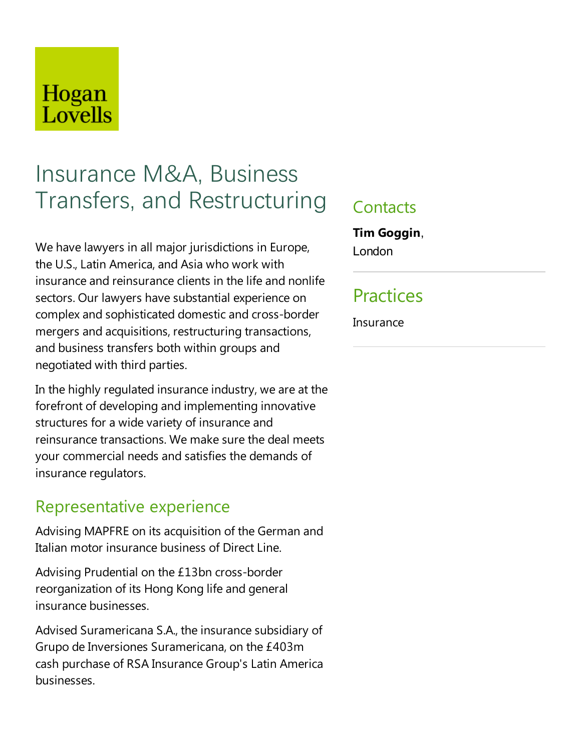Hogan Lovells

# Insurance M&A, Business Transfers, and Restructuring

We have lawyers in all major jurisdictions in Europe, the U.S., Latin America, and Asia who work with insurance and reinsurance clients in the life and nonlife sectors. Our lawyers have substantial experience on complex and sophisticated domestic and cross-border mergers and acquisitions, restructuring transactions, and business transfers both within groups and negotiated with third parties.

In the highly regulated insurance industry, we are at the forefront of developing and implementing innovative structures for a wide variety of insurance and reinsurance transactions. We make sure the deal meets your commercial needs and satisfies the demands of insurance regulators.

## Representative experience

Advising MAPFRE on its acquisition of the German and Italian motor insurance business of Direct Line.

Advising Prudential on the £13bn cross-border reorganization of its Hong Kong life and general insurance businesses.

Advised Suramericana S.A., the insurance subsidiary of Grupo de Inversiones Suramericana, on the £403m cash purchase of RSA Insurance Group's Latin America businesses.

## Contacts

**Tim Goggin**, London

## Practices

Insurance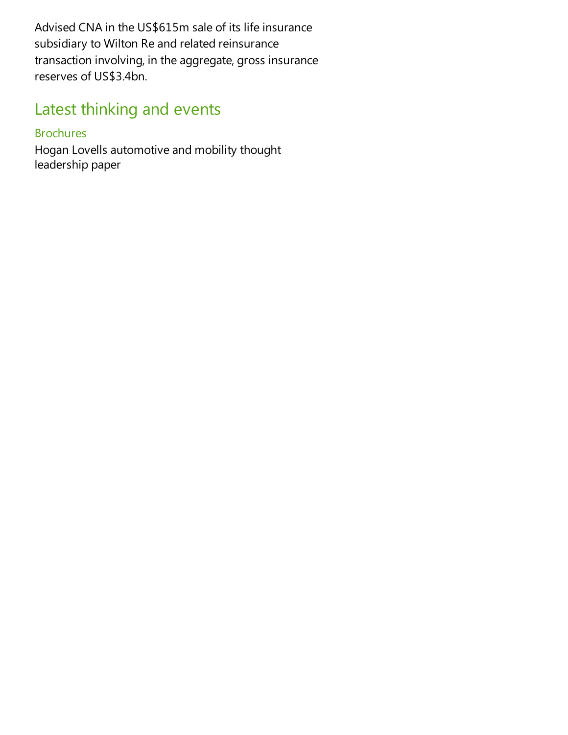Advised CNA in the US$615m sale of its life insurance subsidiary to Wilton Re and related reinsurance transaction involving, in the aggregate, gross insurance reserves of US$3.4bn.

## Latest thinking and events

### Brochures

Hogan Lovells automotive and mobility thought leadership paper